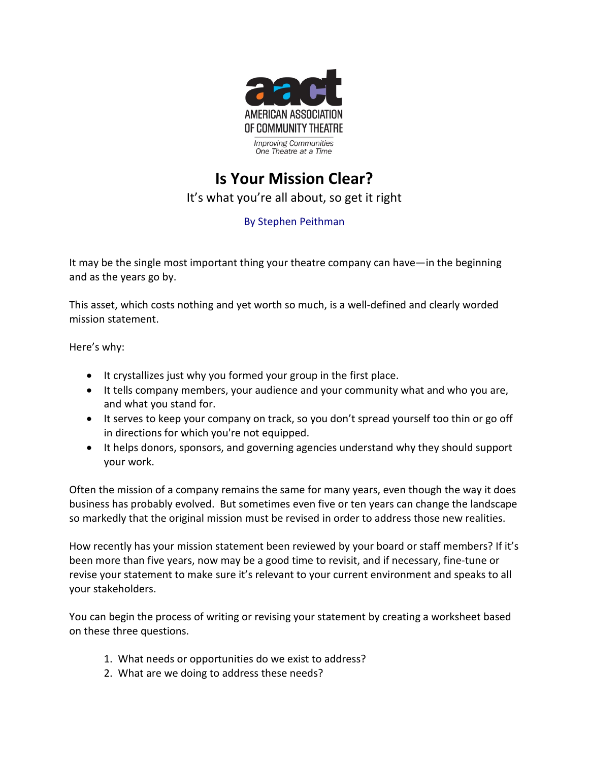AMERICAN ASSOCIATION OF COMMUNITY THEATRE

*Improving Communities One Theatre at a Time*

# Is Your Mission Clear?

It's what you're all about, so get it right

By Stephen Peithman

It may be the single most important thing your theatre company can have—in the beginning and as the years go by.

This asset, which costs nothing and yet worth so much, is a well-defined and clearly worded mission statement.

Here's why:

- It crystallizes just why you formed your group in the first place.
- It tells company members, your audience and your community what and who you are, and what you stand for.
- It serves to keep your company on track, so you don't spread yourself too thin or go off in directions for which you're not equipped.
- It helps donors, sponsors, and governing agencies understand why they should support your work.

Often the mission of a company remains the same for many years, even though the way it does business has probably evolved. But sometimes even five or ten years can change the landscape so markedly that the original mission must be revised in order to address those new realities.

How recently has your mission statement been reviewed by your board or staff members? If it's been more than five years, now may be a good time to revisit, and if necessary, fine-tune or revise your statement to make sure it's relevant to your current environment and speaks to all your stakeholders.

You can begin the process of writing or revising your statement by creating a worksheet based on these three questions.

1. What needs or opportunities do we exist to address?
2. What are we doing to address these needs?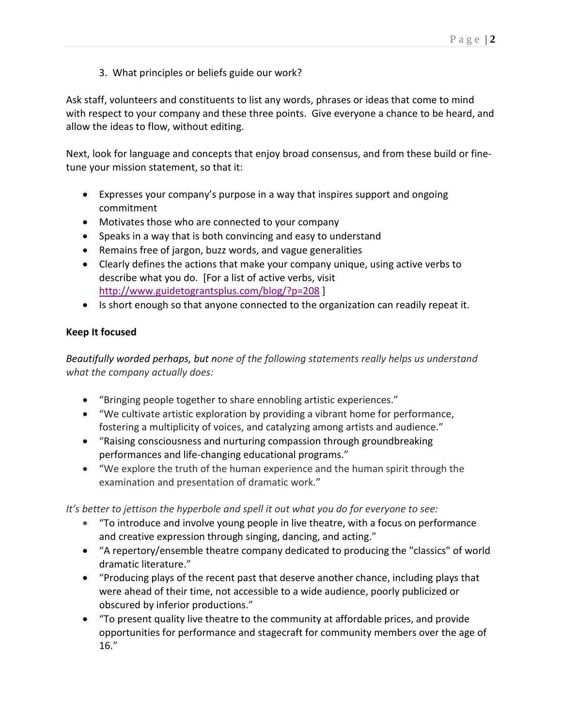3. What principles or beliefs guide our work?

Ask staff, volunteers and constituents to list any words, phrases or ideas that come to mind with respect to your company and these three points. Give everyone a chance to be heard, and allow the ideas to flow, without editing.

Next, look for language and concepts that enjoy broad consensus, and from these build or fine-tune your mission statement, so that it:

- Expresses your company's purpose in a way that inspires support and ongoing commitment
- Motivates those who are connected to your company
- Speaks in a way that is both convincing and easy to understand
- Remains free of jargon, buzz words, and vague generalities
- Clearly defines the actions that make your company unique, using active verbs to describe what you do. [For a list of active verbs, visit http://www.guidetograntsplus.com/blog/?p=208 ]
- Is short enough so that anyone connected to the organization can readily repeat it.

**Keep It focused**

*Beautifully worded perhaps, but none of the following statements really helps us understand what the company actually does:*

- "Bringing people together to share ennobling artistic experiences."
- "We cultivate artistic exploration by providing a vibrant home for performance, fostering a multiplicity of voices, and catalyzing among artists and audience."
- "Raising consciousness and nurturing compassion through groundbreaking performances and life-changing educational programs."
- "We explore the truth of the human experience and the human spirit through the examination and presentation of dramatic work."

*It's better to jettison the hyperbole and spell it out what you do for everyone to see:*

- "To introduce and involve young people in live theatre, with a focus on performance and creative expression through singing, dancing, and acting."
- "A repertory/ensemble theatre company dedicated to producing the "classics" of world dramatic literature."
- "Producing plays of the recent past that deserve another chance, including plays that were ahead of their time, not accessible to a wide audience, poorly publicized or obscured by inferior productions."
- "To present quality live theatre to the community at affordable prices, and provide opportunities for performance and stagecraft for community members over the age of 16."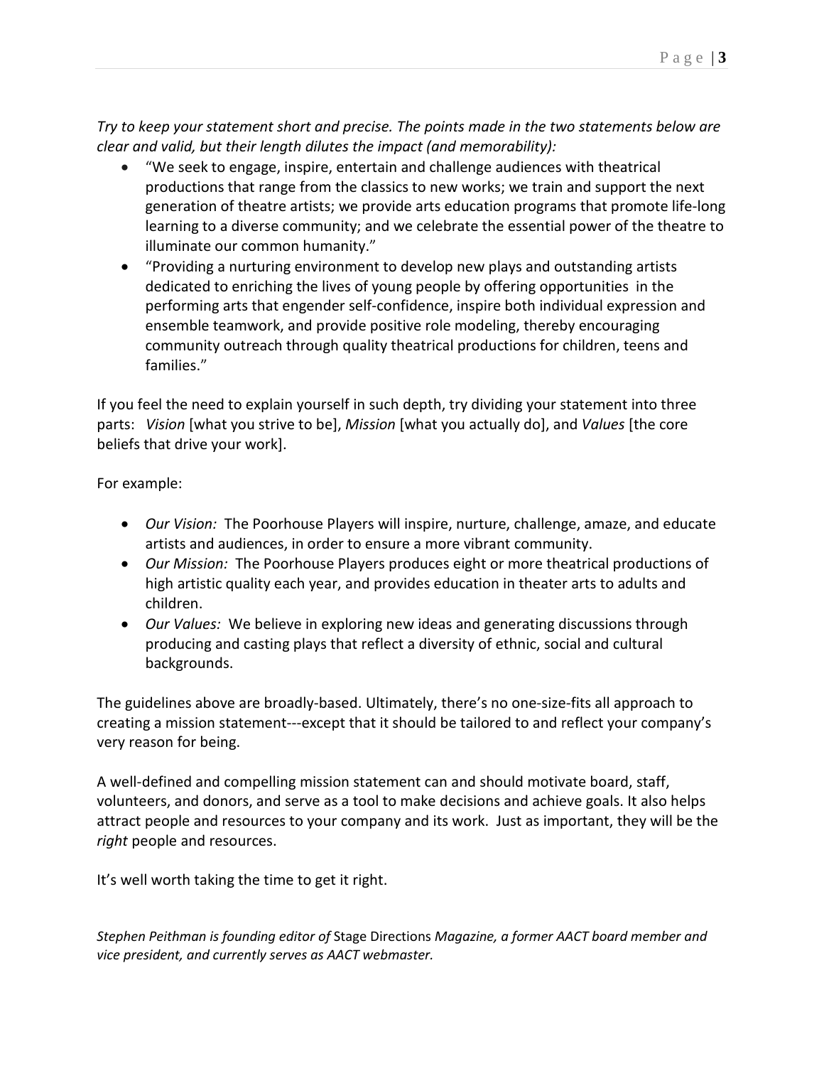*Try to keep your statement short and precise. The points made in the two statements below are clear and valid, but their length dilutes the impact (and memorability):*

- "We seek to engage, inspire, entertain and challenge audiences with theatrical productions that range from the classics to new works; we train and support the next generation of theatre artists; we provide arts education programs that promote life-long learning to a diverse community; and we celebrate the essential power of the theatre to illuminate our common humanity."
- "Providing a nurturing environment to develop new plays and outstanding artists dedicated to enriching the lives of young people by offering opportunities in the performing arts that engender self-confidence, inspire both individual expression and ensemble teamwork, and provide positive role modeling, thereby encouraging community outreach through quality theatrical productions for children, teens and families."

If you feel the need to explain yourself in such depth, try dividing your statement into three parts: *Vision* [what you strive to be], *Mission* [what you actually do], and *Values* [the core beliefs that drive your work].

For example:

- *Our Vision:* The Poorhouse Players will inspire, nurture, challenge, amaze, and educate artists and audiences, in order to ensure a more vibrant community.
- *Our Mission:* The Poorhouse Players produces eight or more theatrical productions of high artistic quality each year, and provides education in theater arts to adults and children.
- *Our Values:* We believe in exploring new ideas and generating discussions through producing and casting plays that reflect a diversity of ethnic, social and cultural backgrounds.

The guidelines above are broadly-based. Ultimately, there's no one-size-fits all approach to creating a mission statement---except that it should be tailored to and reflect your company's very reason for being.

A well-defined and compelling mission statement can and should motivate board, staff, volunteers, and donors, and serve as a tool to make decisions and achieve goals. It also helps attract people and resources to your company and its work. Just as important, they will be the *right* people and resources.

It's well worth taking the time to get it right.

*Stephen Peithman is founding editor of* Stage Directions *Magazine, a former AACT board member and vice president, and currently serves as AACT webmaster.*